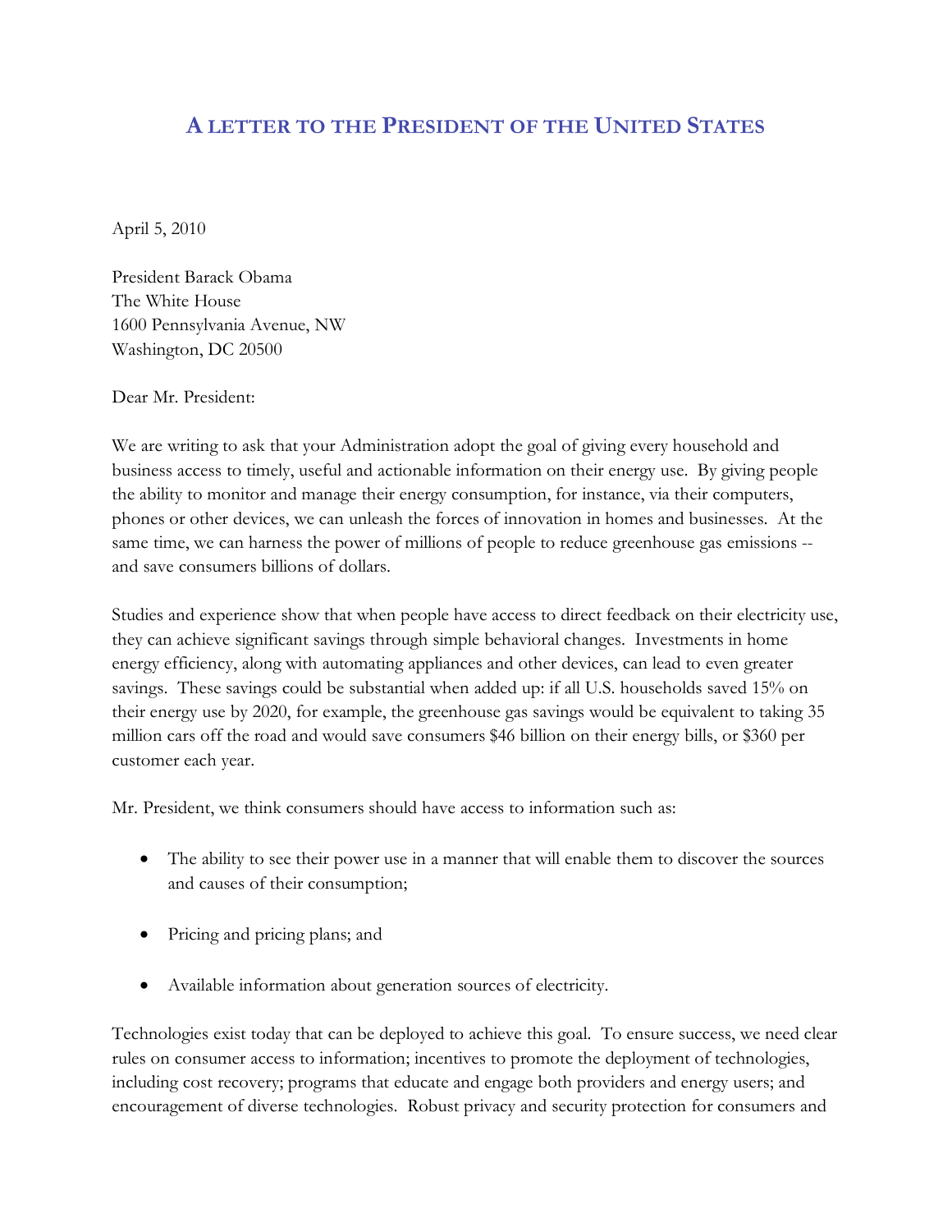# A LETTER TO THE PRESIDENT OF THE UNITED STATES

April 5, 2010

President Barack Obama
The White House
1600 Pennsylvania Avenue, NW
Washington, DC 20500

Dear Mr. President:

We are writing to ask that your Administration adopt the goal of giving every household and business access to timely, useful and actionable information on their energy use. By giving people the ability to monitor and manage their energy consumption, for instance, via their computers, phones or other devices, we can unleash the forces of innovation in homes and businesses. At the same time, we can harness the power of millions of people to reduce greenhouse gas emissions -- and save consumers billions of dollars.

Studies and experience show that when people have access to direct feedback on their electricity use, they can achieve significant savings through simple behavioral changes. Investments in home energy efficiency, along with automating appliances and other devices, can lead to even greater savings. These savings could be substantial when added up: if all U.S. households saved 15% on their energy use by 2020, for example, the greenhouse gas savings would be equivalent to taking 35 million cars off the road and would save consumers $46 billion on their energy bills, or $360 per customer each year.

Mr. President, we think consumers should have access to information such as:

- The ability to see their power use in a manner that will enable them to discover the sources and causes of their consumption;
- Pricing and pricing plans; and
- Available information about generation sources of electricity.

Technologies exist today that can be deployed to achieve this goal. To ensure success, we need clear rules on consumer access to information; incentives to promote the deployment of technologies, including cost recovery; programs that educate and engage both providers and energy users; and encouragement of diverse technologies. Robust privacy and security protection for consumers and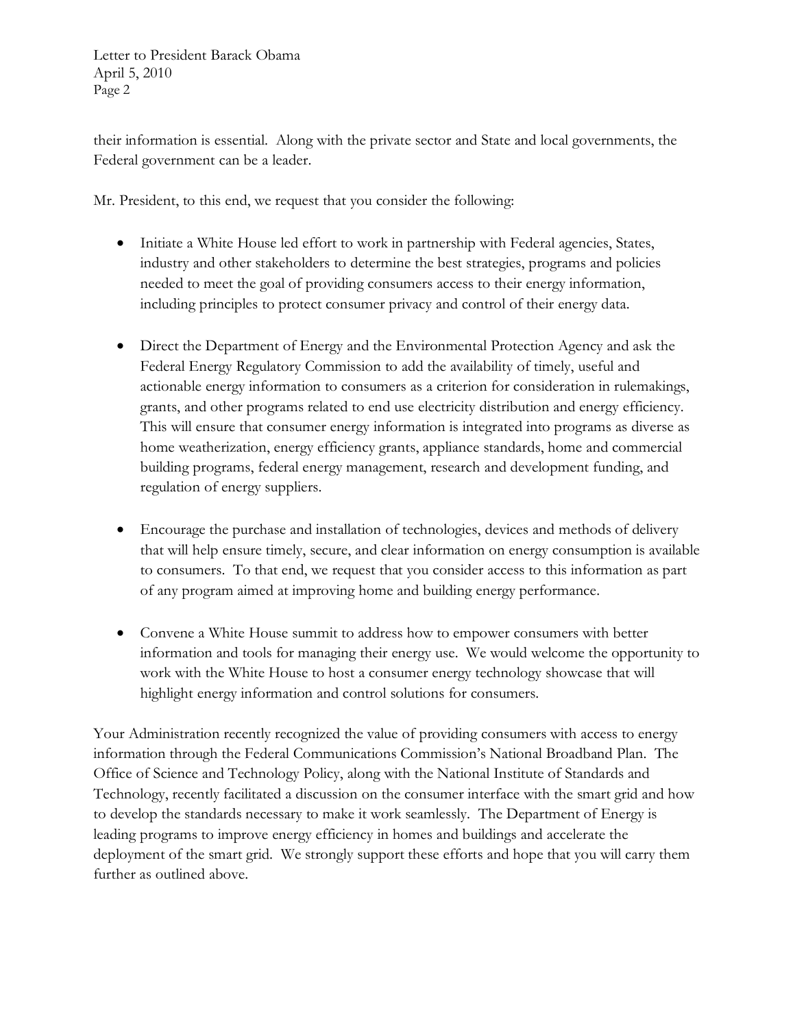their information is essential. Along with the private sector and State and local governments, the Federal government can be a leader.

Mr. President, to this end, we request that you consider the following:

- Initiate a White House led effort to work in partnership with Federal agencies, States, industry and other stakeholders to determine the best strategies, programs and policies needed to meet the goal of providing consumers access to their energy information, including principles to protect consumer privacy and control of their energy data.

- Direct the Department of Energy and the Environmental Protection Agency and ask the Federal Energy Regulatory Commission to add the availability of timely, useful and actionable energy information to consumers as a criterion for consideration in rulemakings, grants, and other programs related to end use electricity distribution and energy efficiency. This will ensure that consumer energy information is integrated into programs as diverse as home weatherization, energy efficiency grants, appliance standards, home and commercial building programs, federal energy management, research and development funding, and regulation of energy suppliers.

- Encourage the purchase and installation of technologies, devices and methods of delivery that will help ensure timely, secure, and clear information on energy consumption is available to consumers. To that end, we request that you consider access to this information as part of any program aimed at improving home and building energy performance.

- Convene a White House summit to address how to empower consumers with better information and tools for managing their energy use. We would welcome the opportunity to work with the White House to host a consumer energy technology showcase that will highlight energy information and control solutions for consumers.

Your Administration recently recognized the value of providing consumers with access to energy information through the Federal Communications Commission's National Broadband Plan. The Office of Science and Technology Policy, along with the National Institute of Standards and Technology, recently facilitated a discussion on the consumer interface with the smart grid and how to develop the standards necessary to make it work seamlessly. The Department of Energy is leading programs to improve energy efficiency in homes and buildings and accelerate the deployment of the smart grid. We strongly support these efforts and hope that you will carry them further as outlined above.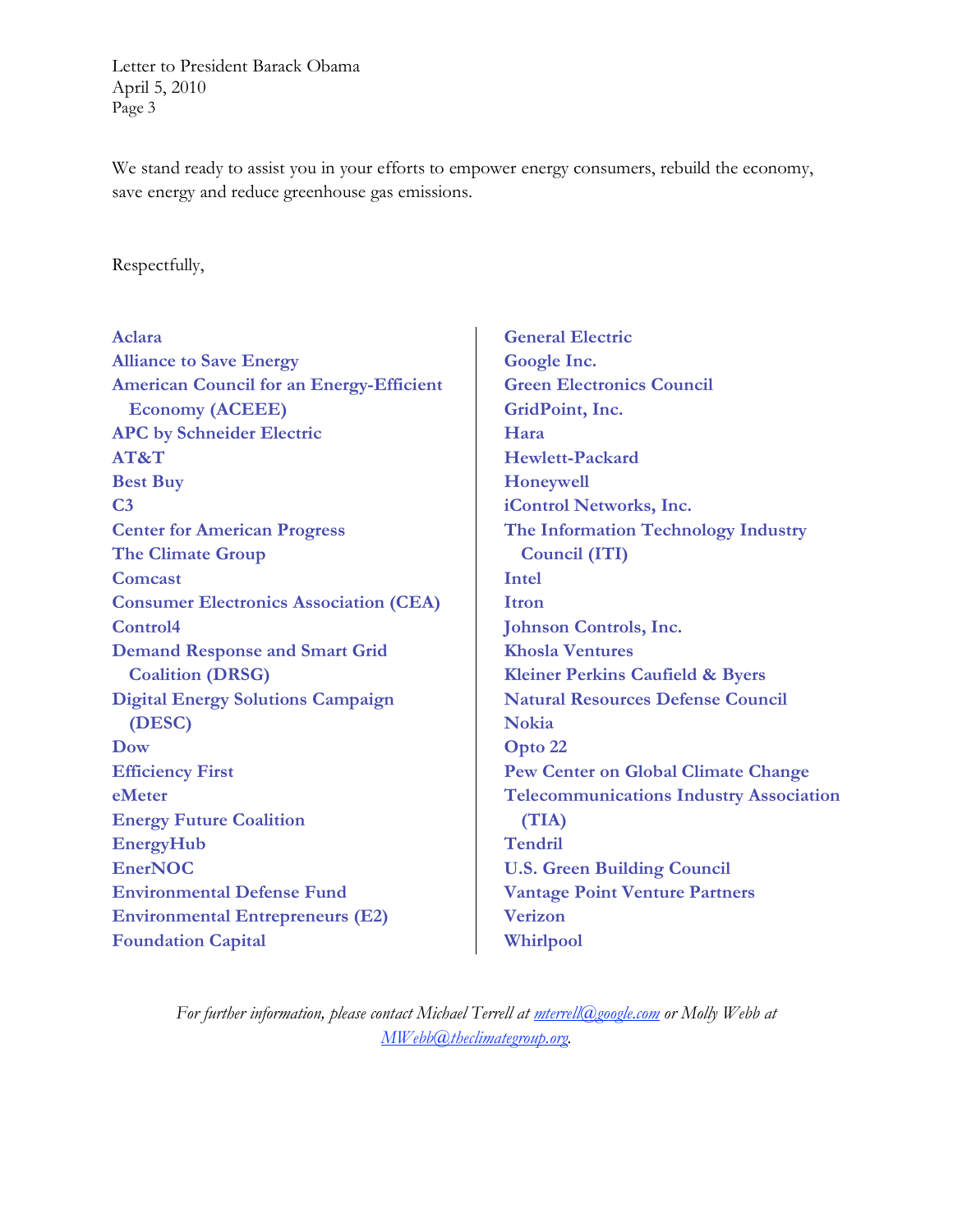We stand ready to assist you in your efforts to empower energy consumers, rebuild the economy, save energy and reduce greenhouse gas emissions.

Respectfully,

**Aclara**
**Alliance to Save Energy**
**American Council for an Energy-Efficient Economy (ACEEE)**
**APC by Schneider Electric**
**AT&T**
**Best Buy**
**C3**
**Center for American Progress**
**The Climate Group**
**Comcast**
**Consumer Electronics Association (CEA)**
**Control4**
**Demand Response and Smart Grid Coalition (DRSG)**
**Digital Energy Solutions Campaign (DESC)**
**Dow**
**Efficiency First**
**eMeter**
**Energy Future Coalition**
**EnergyHub**
**EnerNOC**
**Environmental Defense Fund**
**Environmental Entrepreneurs (E2)**
**Foundation Capital**
**General Electric**
**Google Inc.**
**Green Electronics Council**
**GridPoint, Inc.**
**Hara**
**Hewlett-Packard**
**Honeywell**
**iControl Networks, Inc.**
**The Information Technology Industry Council (ITI)**
**Intel**
**Itron**
**Johnson Controls, Inc.**
**Khosla Ventures**
**Kleiner Perkins Caufield & Byers**
**Natural Resources Defense Council**
**Nokia**
**Opto 22**
**Pew Center on Global Climate Change**
**Telecommunications Industry Association (TIA)**
**Tendril**
**U.S. Green Building Council**
**Vantage Point Venture Partners**
**Verizon**
**Whirlpool**

*For further information, please contact Michael Terrell at mterrell@google.com or Molly Webb at MWebb@theclimategroup.org.*